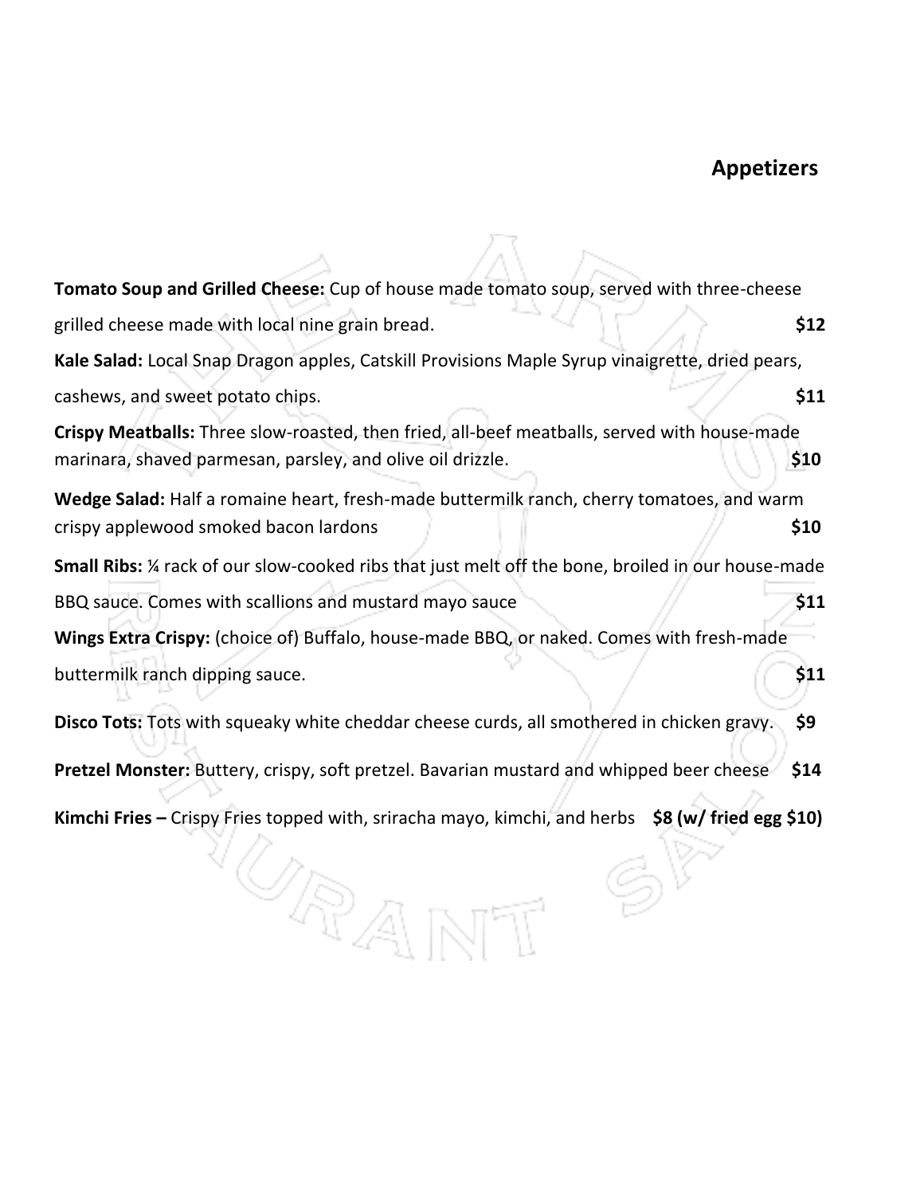## Appetizers

**Tomato Soup and Grilled Cheese:** Cup of house made tomato soup, served with three-cheese grilled cheese made with local nine grain bread. **$12**

**Kale Salad:** Local Snap Dragon apples, Catskill Provisions Maple Syrup vinaigrette, dried pears, cashews, and sweet potato chips. **$11**

**Crispy Meatballs:** Three slow-roasted, then fried, all-beef meatballs, served with house-made marinara, shaved parmesan, parsley, and olive oil drizzle. **$10**

**Wedge Salad:** Half a romaine heart, fresh-made buttermilk ranch, cherry tomatoes, and warm crispy applewood smoked bacon lardons **$10**

**Small Ribs:** ¼ rack of our slow-cooked ribs that just melt off the bone, broiled in our house-made BBQ sauce. Comes with scallions and mustard mayo sauce **$11**

**Wings Extra Crispy:** (choice of) Buffalo, house-made BBQ, or naked. Comes with fresh-made buttermilk ranch dipping sauce. **$11**

**Disco Tots:** Tots with squeaky white cheddar cheese curds, all smothered in chicken gravy. **$9**

**Pretzel Monster:** Buttery, crispy, soft pretzel. Bavarian mustard and whipped beer cheese **$14**

**Kimchi Fries –** Crispy Fries topped with, sriracha mayo, kimchi, and herbs **$8 (w/ fried egg $10)**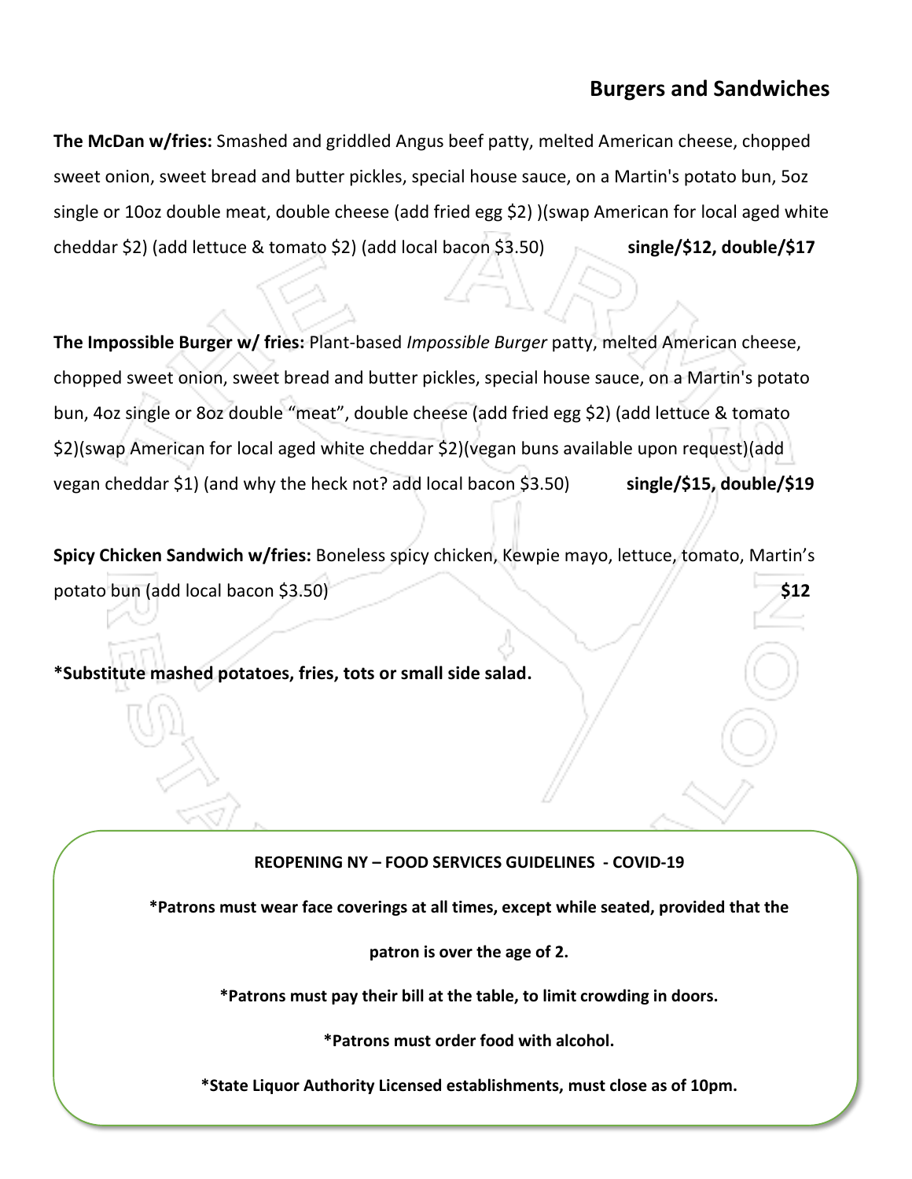## Burgers and Sandwiches

**The McDan w/fries:** Smashed and griddled Angus beef patty, melted American cheese, chopped sweet onion, sweet bread and butter pickles, special house sauce, on a Martin's potato bun, 5oz single or 10oz double meat, double cheese (add fried egg $2) )(swap American for local aged white cheddar $2) (add lettuce & tomato $2) (add local bacon $3.50) **single/$12, double/$17**

**The Impossible Burger w/ fries:** Plant-based *Impossible Burger* patty, melted American cheese, chopped sweet onion, sweet bread and butter pickles, special house sauce, on a Martin's potato bun, 4oz single or 8oz double "meat", double cheese (add fried egg $2) (add lettuce & tomato $2)(swap American for local aged white cheddar $2)(vegan buns available upon request)(add vegan cheddar $1) (and why the heck not? add local bacon $3.50) **single/$15, double/$19**

**Spicy Chicken Sandwich w/fries:** Boneless spicy chicken, Kewpie mayo, lettuce, tomato, Martin's potato bun (add local bacon $3.50) **$12**

***Substitute mashed potatoes, fries, tots or small side salad.**

**REOPENING NY – FOOD SERVICES GUIDELINES - COVID-19**

**\*Patrons must wear face coverings at all times, except while seated, provided that the patron is over the age of 2.**

**\*Patrons must pay their bill at the table, to limit crowding in doors.**

**\*Patrons must order food with alcohol.**

**\*State Liquor Authority Licensed establishments, must close as of 10pm.**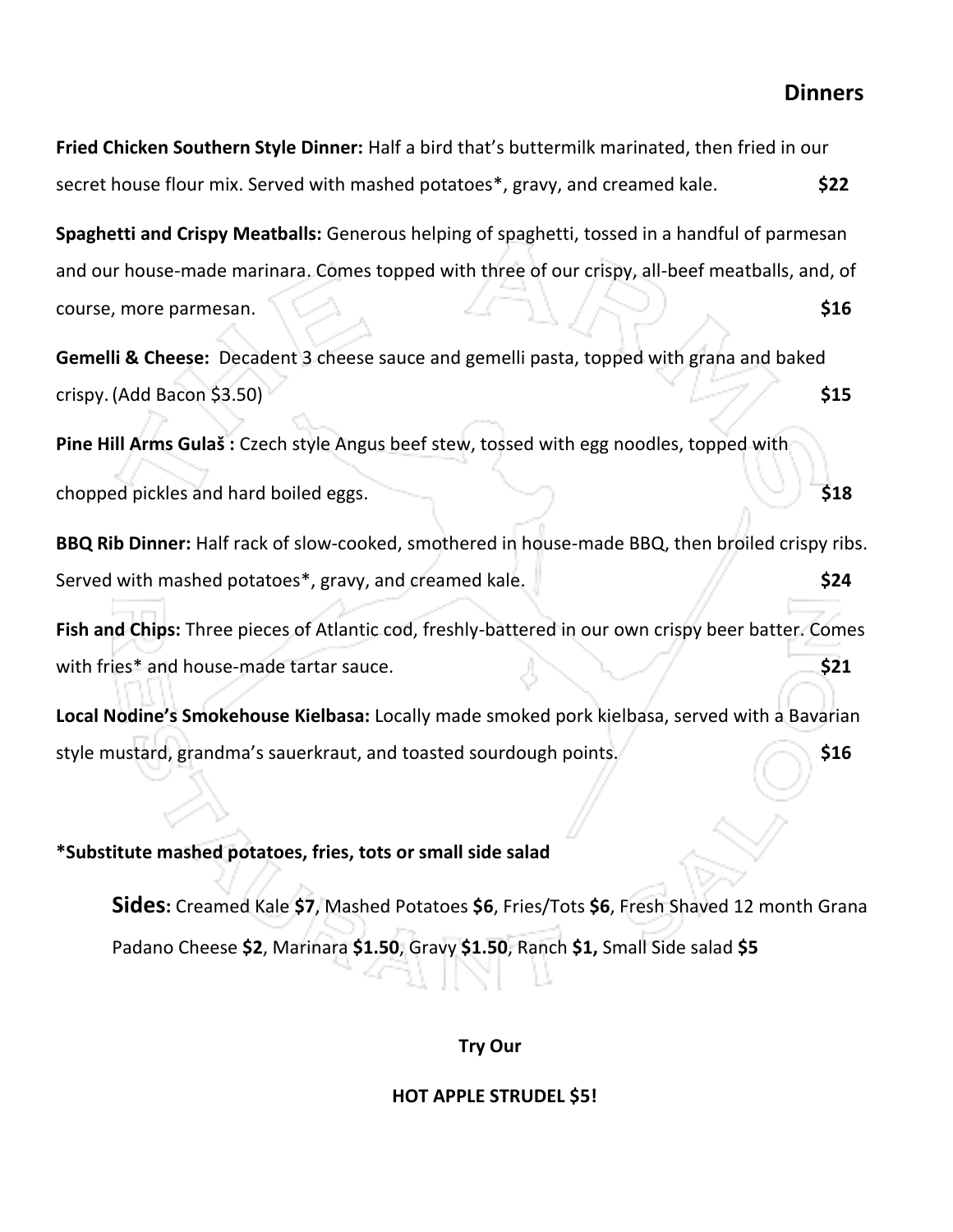## Dinners

**Fried Chicken Southern Style Dinner:** Half a bird that's buttermilk marinated, then fried in our secret house flour mix. Served with mashed potatoes*, gravy, and creamed kale. **$22**

**Spaghetti and Crispy Meatballs:** Generous helping of spaghetti, tossed in a handful of parmesan and our house-made marinara. Comes topped with three of our crispy, all-beef meatballs, and, of course, more parmesan. **$16**

**Gemelli & Cheese:** Decadent 3 cheese sauce and gemelli pasta, topped with grana and baked crispy. (Add Bacon $3.50) **$15**

**Pine Hill Arms Gulaš :** Czech style Angus beef stew, tossed with egg noodles, topped with chopped pickles and hard boiled eggs. **$18**

**BBQ Rib Dinner:** Half rack of slow-cooked, smothered in house-made BBQ, then broiled crispy ribs. Served with mashed potatoes*, gravy, and creamed kale. **$24**

**Fish and Chips:** Three pieces of Atlantic cod, freshly-battered in our own crispy beer batter. Comes with fries* and house-made tartar sauce. **$21**

**Local Nodine's Smokehouse Kielbasa:** Locally made smoked pork kielbasa, served with a Bavarian style mustard, grandma's sauerkraut, and toasted sourdough points. **$16**

**\*Substitute mashed potatoes, fries, tots or small side salad**

**Sides:** Creamed Kale **$7**, Mashed Potatoes **$6**, Fries/Tots **$6**, Fresh Shaved 12 month Grana Padano Cheese **$2**, Marinara **$1.50**, Gravy **$1.50**, Ranch **$1,** Small Side salad **$5**

**Try Our**

**HOT APPLE STRUDEL $5!**